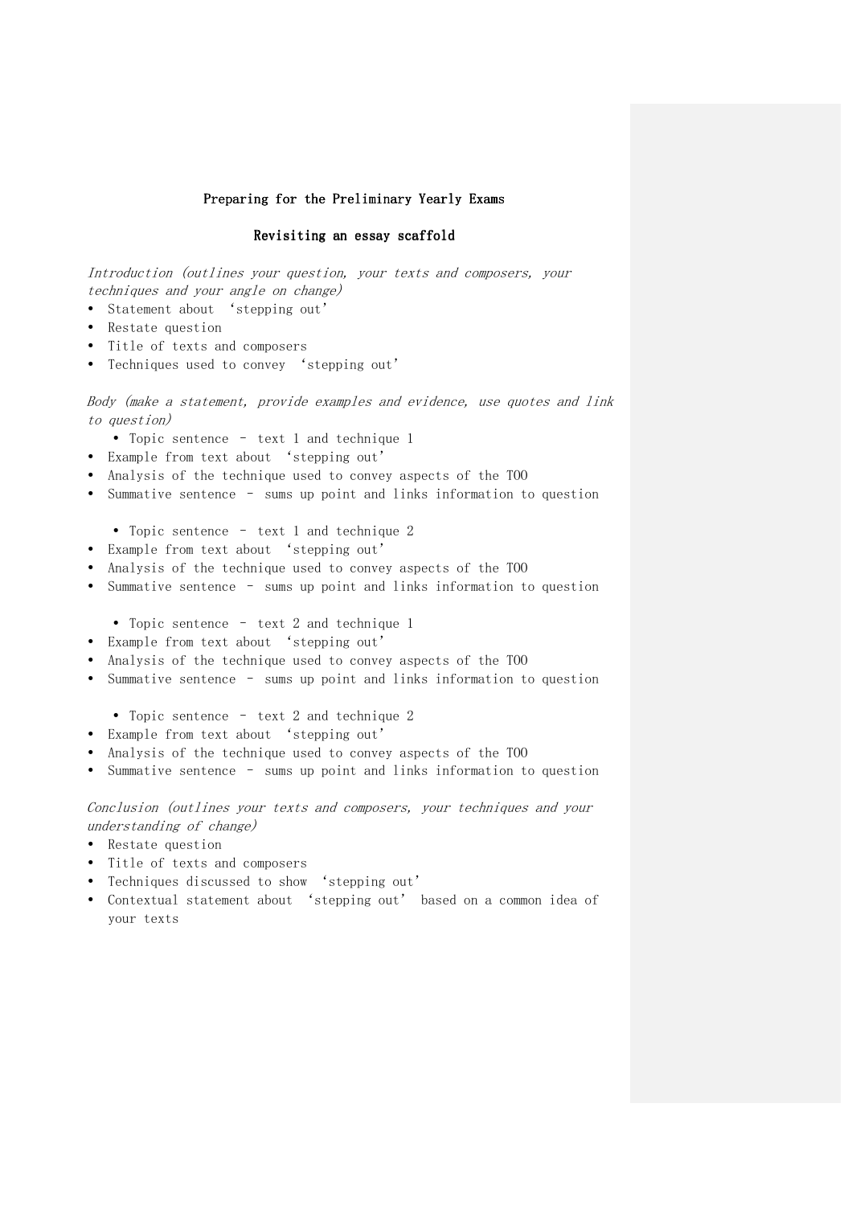## Preparing for the Preliminary Yearly Exams

### Revisiting an essay scaffold

*Introduction (outlines your question, your texts and composers, your techniques and your angle on change)*

- Statement about 'stepping out'
- Restate question
- Title of texts and composers
- Techniques used to convey 'stepping out'

*Body (make a statement, provide examples and evidence, use quotes and link to question)*

- Topic sentence – text 1 and technique 1
- Example from text about 'stepping out'
- Analysis of the technique used to convey aspects of the TOO
- Summative sentence – sums up point and links information to question

- Topic sentence – text 1 and technique 2
- Example from text about 'stepping out'
- Analysis of the technique used to convey aspects of the TOO
- Summative sentence – sums up point and links information to question

- Topic sentence – text 2 and technique 1
- Example from text about 'stepping out'
- Analysis of the technique used to convey aspects of the TOO
- Summative sentence – sums up point and links information to question

- Topic sentence – text 2 and technique 2
- Example from text about 'stepping out'
- Analysis of the technique used to convey aspects of the TOO
- Summative sentence – sums up point and links information to question

*Conclusion (outlines your texts and composers, your techniques and your understanding of change)*

- Restate question
- Title of texts and composers
- Techniques discussed to show 'stepping out'
- Contextual statement about 'stepping out' based on a common idea of your texts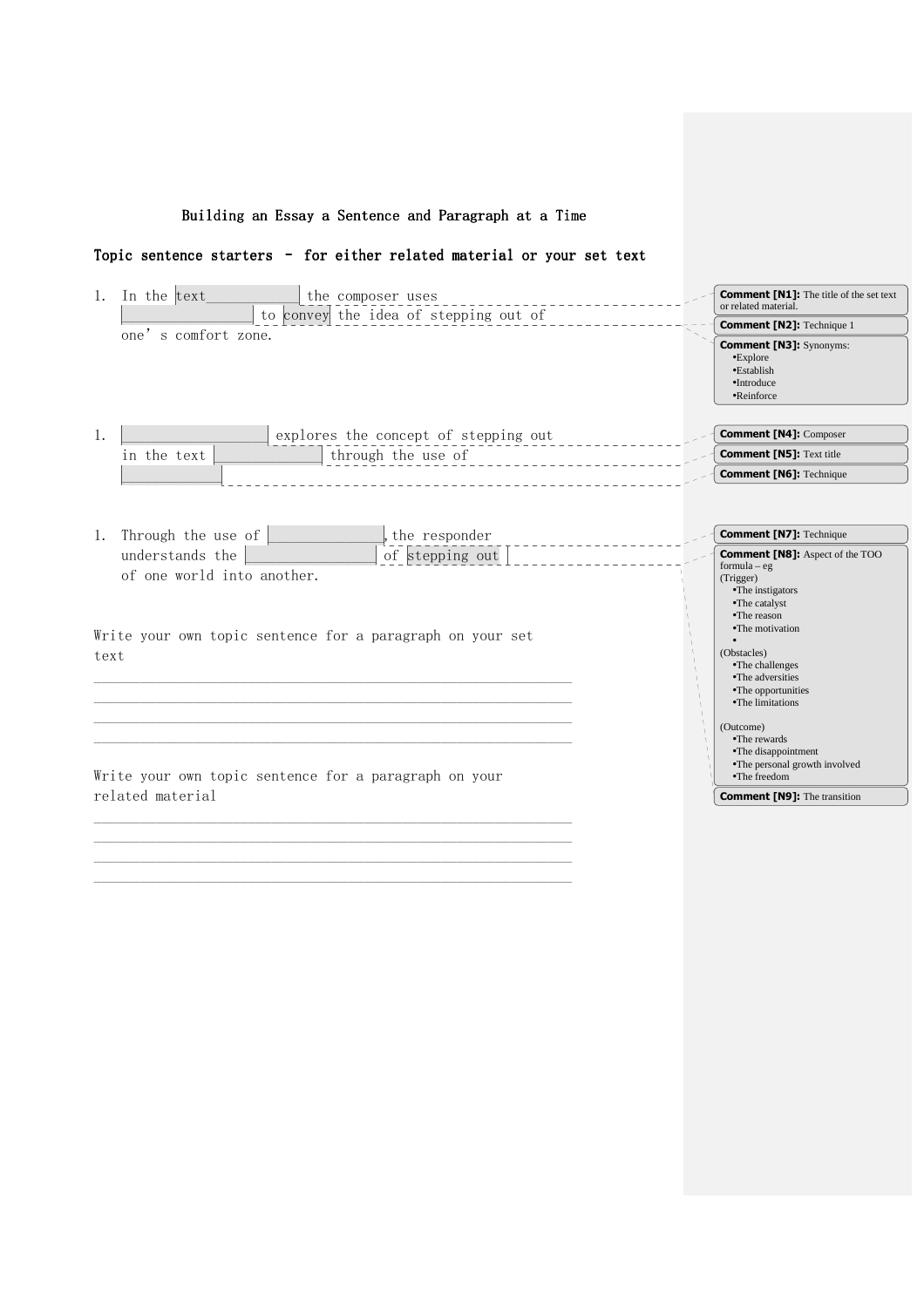# Building an Essay a Sentence and Paragraph at a Time

## Topic sentence starters – for either related material or your set text

1. In the text\_\_\_\_\_\_\_\_\_\_ the composer uses \_\_\_\_\_\_\_\_\_\_\_\_\_\_ to convey the idea of stepping out of one's comfort zone.

1. \_\_\_\_\_\_\_\_\_\_\_\_\_\_\_ explores the concept of stepping out in the text \_\_\_\_\_\_\_\_\_\_ through the use of \_\_\_\_\_\_\_\_\_\_

1. Through the use of \_\_\_\_\_\_\_\_\_\_\_\_, the responder understands the \_\_\_\_\_\_\_\_\_\_\_\_\_ of stepping out of one world into another.

Write your own topic sentence for a paragraph on your set text

\_\_\_\_\_\_\_\_\_\_\_\_\_\_\_\_\_\_\_\_\_\_\_\_\_\_\_\_\_\_\_\_\_\_\_\_\_\_\_\_\_\_\_\_\_\_\_\_\_\_\_\_\_\_\_\_\_\_\_\_

\_\_\_\_\_\_\_\_\_\_\_\_\_\_\_\_\_\_\_\_\_\_\_\_\_\_\_\_\_\_\_\_\_\_\_\_\_\_\_\_\_\_\_\_\_\_\_\_\_\_\_\_\_\_\_\_\_\_\_\_

\_\_\_\_\_\_\_\_\_\_\_\_\_\_\_\_\_\_\_\_\_\_\_\_\_\_\_\_\_\_\_\_\_\_\_\_\_\_\_\_\_\_\_\_\_\_\_\_\_\_\_\_\_\_\_\_\_\_\_\_

\_\_\_\_\_\_\_\_\_\_\_\_\_\_\_\_\_\_\_\_\_\_\_\_\_\_\_\_\_\_\_\_\_\_\_\_\_\_\_\_\_\_\_\_\_\_\_\_\_\_\_\_\_\_\_\_\_\_\_\_

Write your own topic sentence for a paragraph on your related material

\_\_\_\_\_\_\_\_\_\_\_\_\_\_\_\_\_\_\_\_\_\_\_\_\_\_\_\_\_\_\_\_\_\_\_\_\_\_\_\_\_\_\_\_\_\_\_\_\_\_\_\_\_\_\_\_\_\_\_\_

\_\_\_\_\_\_\_\_\_\_\_\_\_\_\_\_\_\_\_\_\_\_\_\_\_\_\_\_\_\_\_\_\_\_\_\_\_\_\_\_\_\_\_\_\_\_\_\_\_\_\_\_\_\_\_\_\_\_\_\_

\_\_\_\_\_\_\_\_\_\_\_\_\_\_\_\_\_\_\_\_\_\_\_\_\_\_\_\_\_\_\_\_\_\_\_\_\_\_\_\_\_\_\_\_\_\_\_\_\_\_\_\_\_\_\_\_\_\_\_\_

\_\_\_\_\_\_\_\_\_\_\_\_\_\_\_\_\_\_\_\_\_\_\_\_\_\_\_\_\_\_\_\_\_\_\_\_\_\_\_\_\_\_\_\_\_\_\_\_\_\_\_\_\_\_\_\_\_\_\_\_

---

**Comment [N1]:** The title of the set text or related material.

**Comment [N2]:** Technique 1

**Comment [N3]:** Synonyms:
- Explore
- Establish
- Introduce
- Reinforce

**Comment [N4]:** Composer

**Comment [N5]:** Text title

**Comment [N6]:** Technique

**Comment [N7]:** Technique

**Comment [N8]:** Aspect of the TOO formula – eg

(Trigger)
- The instigators
- The catalyst
- The reason
- The motivation
-

(Obstacles)
- The challenges
- The adversities
- The opportunities
- The limitations

(Outcome)
- The rewards
- The disappointment
- The personal growth involved
- The freedom

**Comment [N9]:** The transition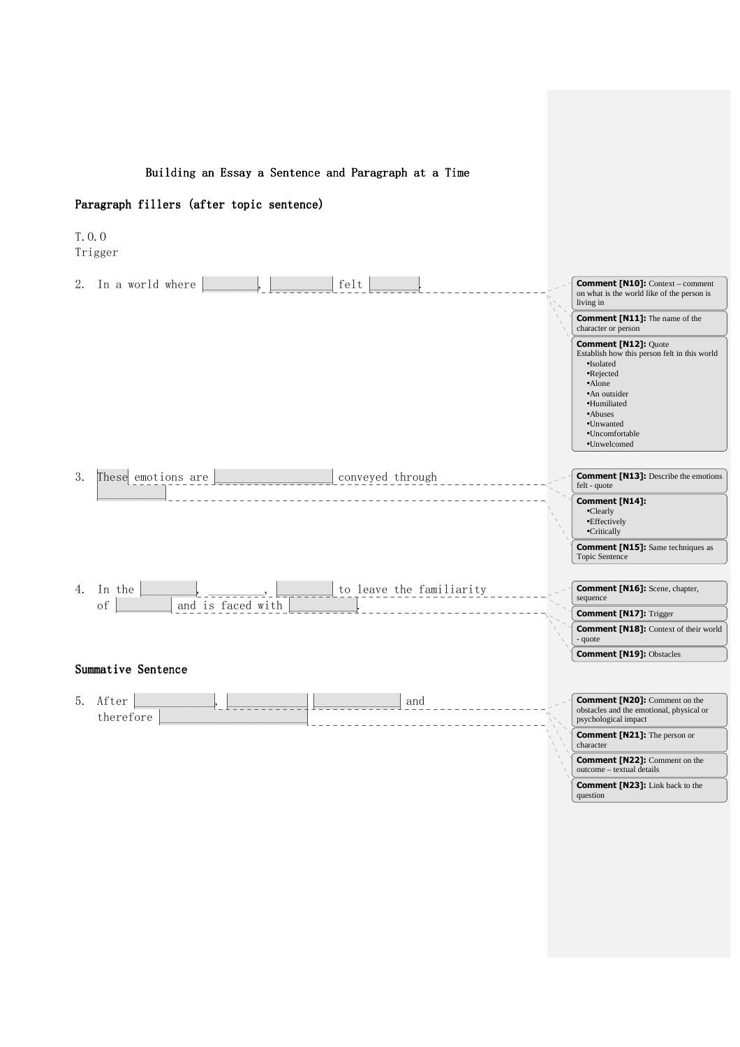Building an Essay a Sentence and Paragraph at a Time

## Paragraph fillers (after topic sentence)

T.O.O
Trigger

2. In a world where ________, ________ felt ________.

3. These emotions are ________ conveyed through ________

4. In the ________, ________, ________ to leave the familiarity of ________ and is faced with ________.

## Summative Sentence

5. After ________, ________ ________ and therefore ________

**Comment [N10]:** Context – comment on what is the world like of the person is living in

**Comment [N11]:** The name of the character or person

**Comment [N12]:** Quote
Establish how this person felt in this world
- Isolated
- Rejected
- Alone
- An outsider
- Humiliated
- Abuses
- Unwanted
- Uncomfortable
- Unwelcomed

**Comment [N13]:** Describe the emotions felt - quote

**Comment [N14]:**
- Clearly
- Effectively
- Critically

**Comment [N15]:** Same techniques as Topic Sentence

**Comment [N16]:** Scene, chapter, sequence

**Comment [N17]:** Trigger

**Comment [N18]:** Context of their world - quote

**Comment [N19]:** Obstacles

**Comment [N20]:** Comment on the obstacles and the emotional, physical or psychological impact

**Comment [N21]:** The person or character

**Comment [N22]:** Comment on the outcome – textual details

**Comment [N23]:** Link back to the question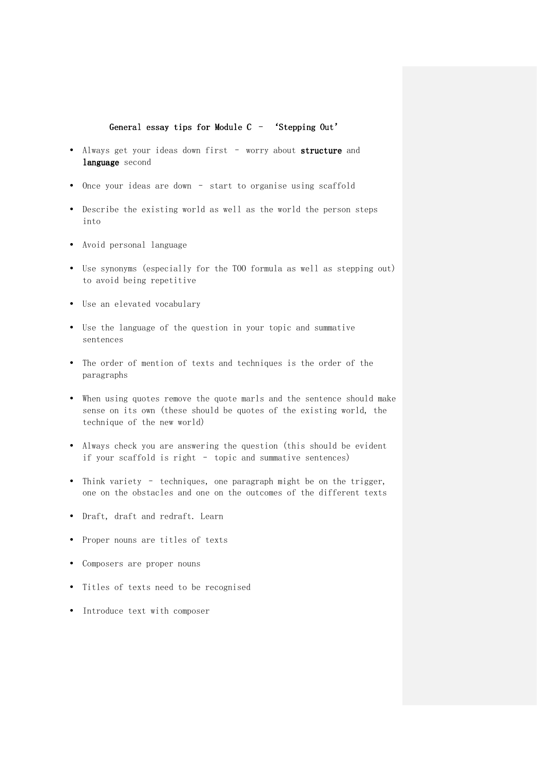## General essay tips for Module C – 'Stepping Out'

- Always get your ideas down first – worry about **structure** and **language** second
- Once your ideas are down – start to organise using scaffold
- Describe the existing world as well as the world the person steps into
- Avoid personal language
- Use synonyms (especially for the TOO formula as well as stepping out) to avoid being repetitive
- Use an elevated vocabulary
- Use the language of the question in your topic and summative sentences
- The order of mention of texts and techniques is the order of the paragraphs
- When using quotes remove the quote marls and the sentence should make sense on its own (these should be quotes of the existing world, the technique of the new world)
- Always check you are answering the question (this should be evident if your scaffold is right – topic and summative sentences)
- Think variety – techniques, one paragraph might be on the trigger, one on the obstacles and one on the outcomes of the different texts
- Draft, draft and redraft. Learn
- Proper nouns are titles of texts
- Composers are proper nouns
- Titles of texts need to be recognised
- Introduce text with composer